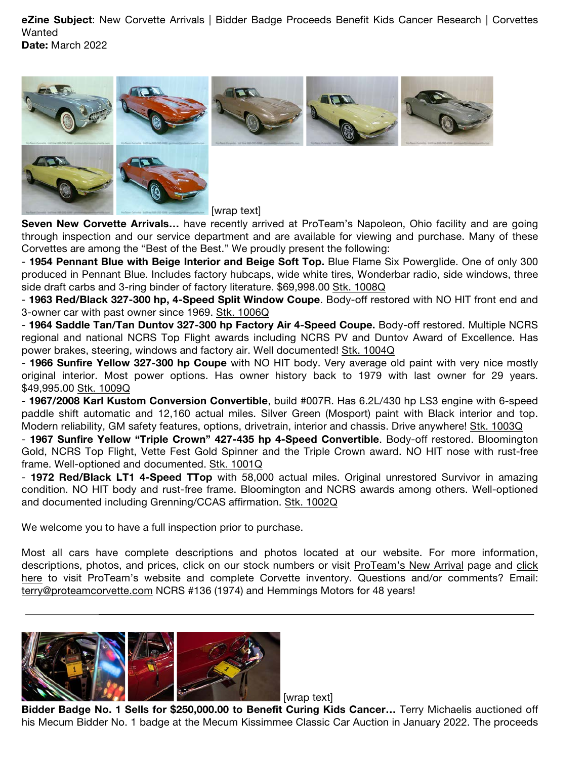**eZine Subject**: New Corvette Arrivals | Bidder Badge Proceeds Benefit Kids Cancer Research | Corvettes Wanted
**Date:** March 2022

[wrap text]

**Seven New Corvette Arrivals…** have recently arrived at ProTeam's Napoleon, Ohio facility and are going through inspection and our service department and are available for viewing and purchase. Many of these Corvettes are among the "Best of the Best." We proudly present the following:

- **1954 Pennant Blue with Beige Interior and Beige Soft Top.** Blue Flame Six Powerglide. One of only 300 produced in Pennant Blue. Includes factory hubcaps, wide white tires, Wonderbar radio, side windows, three side draft carbs and 3-ring binder of factory literature. $69,998.00 Stk. 1008Q
- **1963 Red/Black 327-300 hp, 4-Speed Split Window Coupe**. Body-off restored with NO HIT front end and 3-owner car with past owner since 1969. Stk. 1006Q
- **1964 Saddle Tan/Tan Duntov 327-300 hp Factory Air 4-Speed Coupe.** Body-off restored. Multiple NCRS regional and national NCRS Top Flight awards including NCRS PV and Duntov Award of Excellence. Has power brakes, steering, windows and factory air. Well documented! Stk. 1004Q
- **1966 Sunfire Yellow 327-300 hp Coupe** with NO HIT body. Very average old paint with very nice mostly original interior. Most power options. Has owner history back to 1979 with last owner for 29 years. $49,995.00 Stk. 1009Q
- **1967/2008 Karl Kustom Conversion Convertible**, build #007R. Has 6.2L/430 hp LS3 engine with 6-speed paddle shift automatic and 12,160 actual miles. Silver Green (Mosport) paint with Black interior and top. Modern reliability, GM safety features, options, drivetrain, interior and chassis. Drive anywhere! Stk. 1003Q
- **1967 Sunfire Yellow "Triple Crown" 427-435 hp 4-Speed Convertible**. Body-off restored. Bloomington Gold, NCRS Top Flight, Vette Fest Gold Spinner and the Triple Crown award. NO HIT nose with rust-free frame. Well-optioned and documented. Stk. 1001Q
- **1972 Red/Black LT1 4-Speed TTop** with 58,000 actual miles. Original unrestored Survivor in amazing condition. NO HIT body and rust-free frame. Bloomington and NCRS awards among others. Well-optioned and documented including Grenning/CCAS affirmation. Stk. 1002Q

We welcome you to have a full inspection prior to purchase.

Most all cars have complete descriptions and photos located at our website. For more information, descriptions, photos, and prices, click on our stock numbers or visit ProTeam's New Arrival page and click here to visit ProTeam's website and complete Corvette inventory. Questions and/or comments? Email: terry@proteamcorvette.com NCRS #136 (1974) and Hemmings Motors for 48 years!

---

[wrap text]

**Bidder Badge No. 1 Sells for $250,000.00 to Benefit Curing Kids Cancer…** Terry Michaelis auctioned off his Mecum Bidder No. 1 badge at the Mecum Kissimmee Classic Car Auction in January 2022. The proceeds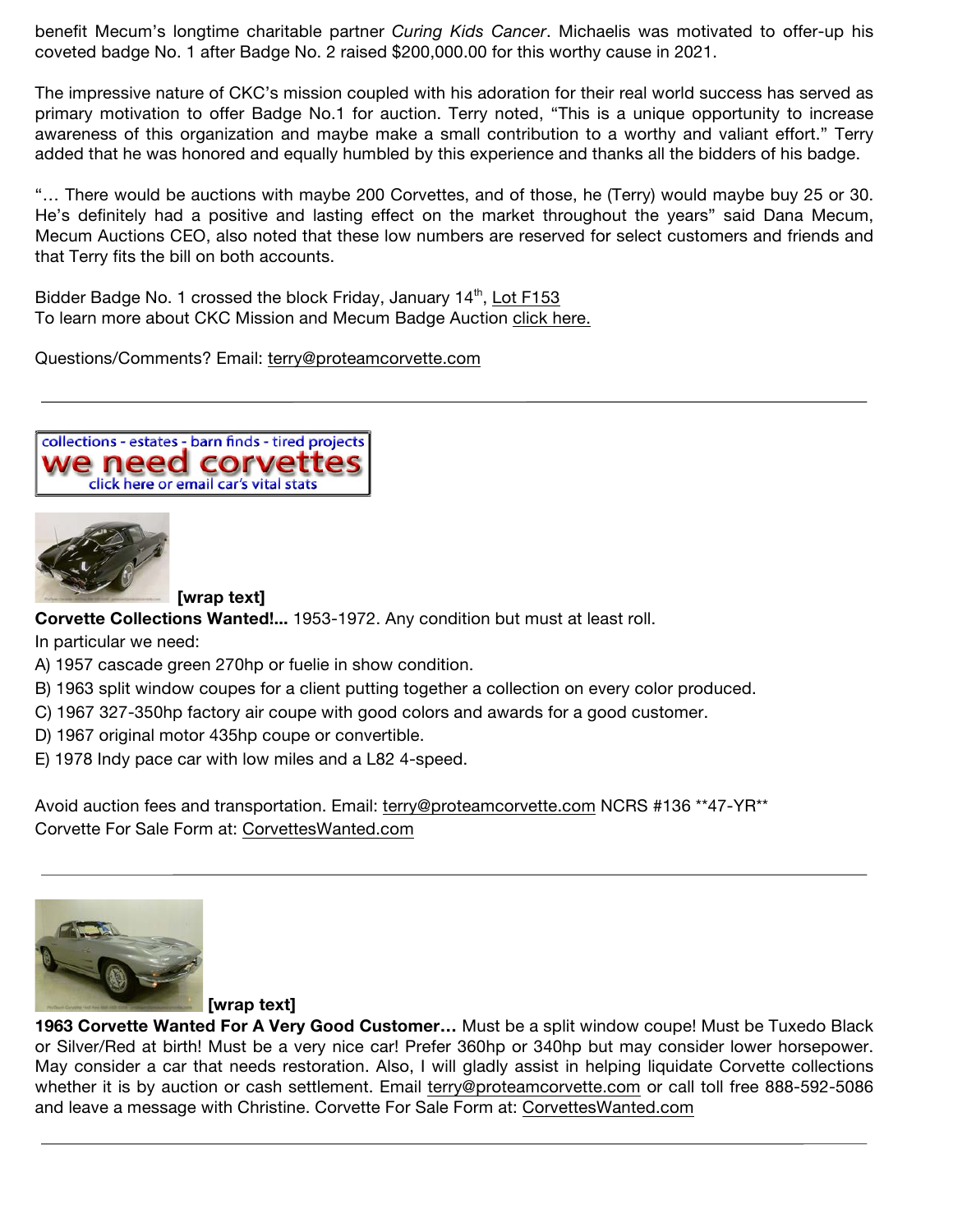benefit Mecum's longtime charitable partner *Curing Kids Cancer*. Michaelis was motivated to offer-up his coveted badge No. 1 after Badge No. 2 raised $200,000.00 for this worthy cause in 2021.

The impressive nature of CKC's mission coupled with his adoration for their real world success has served as primary motivation to offer Badge No.1 for auction. Terry noted, "This is a unique opportunity to increase awareness of this organization and maybe make a small contribution to a worthy and valiant effort." Terry added that he was honored and equally humbled by this experience and thanks all the bidders of his badge.

"… There would be auctions with maybe 200 Corvettes, and of those, he (Terry) would maybe buy 25 or 30. He's definitely had a positive and lasting effect on the market throughout the years" said Dana Mecum, Mecum Auctions CEO, also noted that these low numbers are reserved for select customers and friends and that Terry fits the bill on both accounts.

Bidder Badge No. 1 crossed the block Friday, January 14th, Lot F153
To learn more about CKC Mission and Mecum Badge Auction click here.

Questions/Comments? Email: terry@proteamcorvette.com

---

collections - estates - barn finds - tired projects
we need corvettes
click here or email car's vital stats

**[wrap text]**

**Corvette Collections Wanted!...** 1953-1972. Any condition but must at least roll.
In particular we need:
A) 1957 cascade green 270hp or fuelie in show condition.
B) 1963 split window coupes for a client putting together a collection on every color produced.
C) 1967 327-350hp factory air coupe with good colors and awards for a good customer.
D) 1967 original motor 435hp coupe or convertible.
E) 1978 Indy pace car with low miles and a L82 4-speed.

Avoid auction fees and transportation. Email: terry@proteamcorvette.com NCRS #136 **47-YR**
Corvette For Sale Form at: CorvettesWanted.com

---

**[wrap text]**

**1963 Corvette Wanted For A Very Good Customer…** Must be a split window coupe! Must be Tuxedo Black or Silver/Red at birth! Must be a very nice car! Prefer 360hp or 340hp but may consider lower horsepower. May consider a car that needs restoration. Also, I will gladly assist in helping liquidate Corvette collections whether it is by auction or cash settlement. Email terry@proteamcorvette.com or call toll free 888-592-5086 and leave a message with Christine. Corvette For Sale Form at: CorvettesWanted.com

---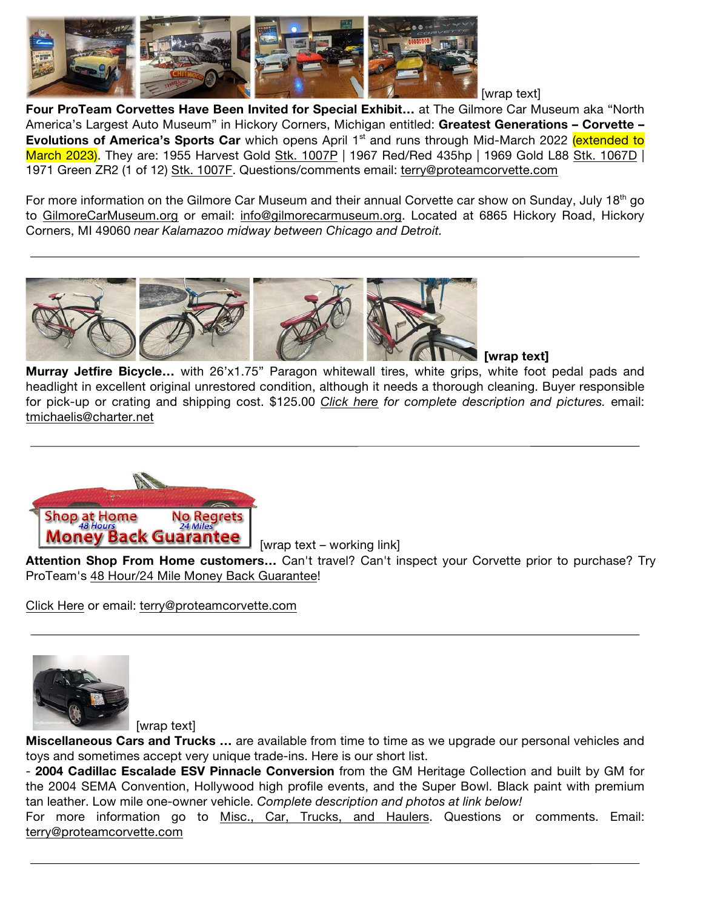[wrap text]

**Four ProTeam Corvettes Have Been Invited for Special Exhibit…** at The Gilmore Car Museum aka "North America's Largest Auto Museum" in Hickory Corners, Michigan entitled: **Greatest Generations – Corvette – Evolutions of America's Sports Car** which opens April 1st and runs through Mid-March 2022 (extended to March 2023). They are: 1955 Harvest Gold Stk. 1007P | 1967 Red/Red 435hp | 1969 Gold L88 Stk. 1067D | 1971 Green ZR2 (1 of 12) Stk. 1007F. Questions/comments email: terry@proteamcorvette.com

For more information on the Gilmore Car Museum and their annual Corvette car show on Sunday, July 18th go to GilmoreCarMuseum.org or email: info@gilmorecarmuseum.org. Located at 6865 Hickory Road, Hickory Corners, MI 49060 *near Kalamazoo midway between Chicago and Detroit.*

---

**[wrap text]**

**Murray Jetfire Bicycle…** with 26'x1.75" Paragon whitewall tires, white grips, white foot pedal pads and headlight in excellent original unrestored condition, although it needs a thorough cleaning. Buyer responsible for pick-up or crating and shipping cost. $125.00 *Click here for complete description and pictures.* email: tmichaelis@charter.net

---

Shop at Home 48 Hours No Regrets 24 Miles Money Back Guarantee

[wrap text – working link]

**Attention Shop From Home customers…** Can't travel? Can't inspect your Corvette prior to purchase? Try ProTeam's 48 Hour/24 Mile Money Back Guarantee!

Click Here or email: terry@proteamcorvette.com

---

[wrap text]

**Miscellaneous Cars and Trucks …** are available from time to time as we upgrade our personal vehicles and toys and sometimes accept very unique trade-ins. Here is our short list.

- **2004 Cadillac Escalade ESV Pinnacle Conversion** from the GM Heritage Collection and built by GM for the 2004 SEMA Convention, Hollywood high profile events, and the Super Bowl. Black paint with premium tan leather. Low mile one-owner vehicle. *Complete description and photos at link below!*

For more information go to Misc., Car, Trucks, and Haulers. Questions or comments. Email: terry@proteamcorvette.com

---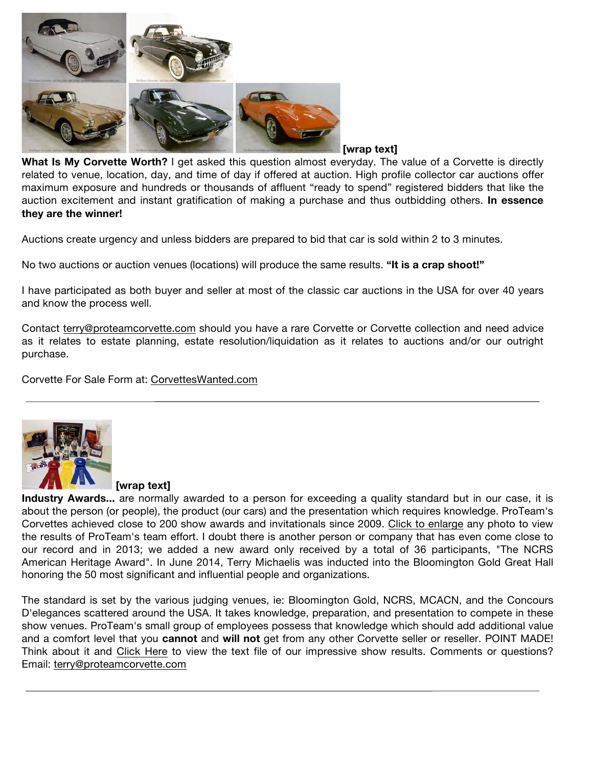**[wrap text]**

**What Is My Corvette Worth?** I get asked this question almost everyday. The value of a Corvette is directly related to venue, location, day, and time of day if offered at auction. High profile collector car auctions offer maximum exposure and hundreds or thousands of affluent "ready to spend" registered bidders that like the auction excitement and instant gratification of making a purchase and thus outbidding others. **In essence they are the winner!**

Auctions create urgency and unless bidders are prepared to bid that car is sold within 2 to 3 minutes.

No two auctions or auction venues (locations) will produce the same results. **"It is a crap shoot!"**

I have participated as both buyer and seller at most of the classic car auctions in the USA for over 40 years and know the process well.

Contact terry@proteamcorvette.com should you have a rare Corvette or Corvette collection and need advice as it relates to estate planning, estate resolution/liquidation as it relates to auctions and/or our outright purchase.

Corvette For Sale Form at: CorvettesWanted.com

---

**[wrap text]**

**Industry Awards...** are normally awarded to a person for exceeding a quality standard but in our case, it is about the person (or people), the product (our cars) and the presentation which requires knowledge. ProTeam's Corvettes achieved close to 200 show awards and invitationals since 2009. Click to enlarge any photo to view the results of ProTeam's team effort. I doubt there is another person or company that has even come close to our record and in 2013; we added a new award only received by a total of 36 participants, "The NCRS American Heritage Award". In June 2014, Terry Michaelis was inducted into the Bloomington Gold Great Hall honoring the 50 most significant and influential people and organizations.

The standard is set by the various judging venues, ie: Bloomington Gold, NCRS, MCACN, and the Concours D'elegances scattered around the USA. It takes knowledge, preparation, and presentation to compete in these show venues. ProTeam's small group of employees possess that knowledge which should add additional value and a comfort level that you **cannot** and **will not** get from any other Corvette seller or reseller. POINT MADE! Think about it and Click Here to view the text file of our impressive show results. Comments or questions? Email: terry@proteamcorvette.com

---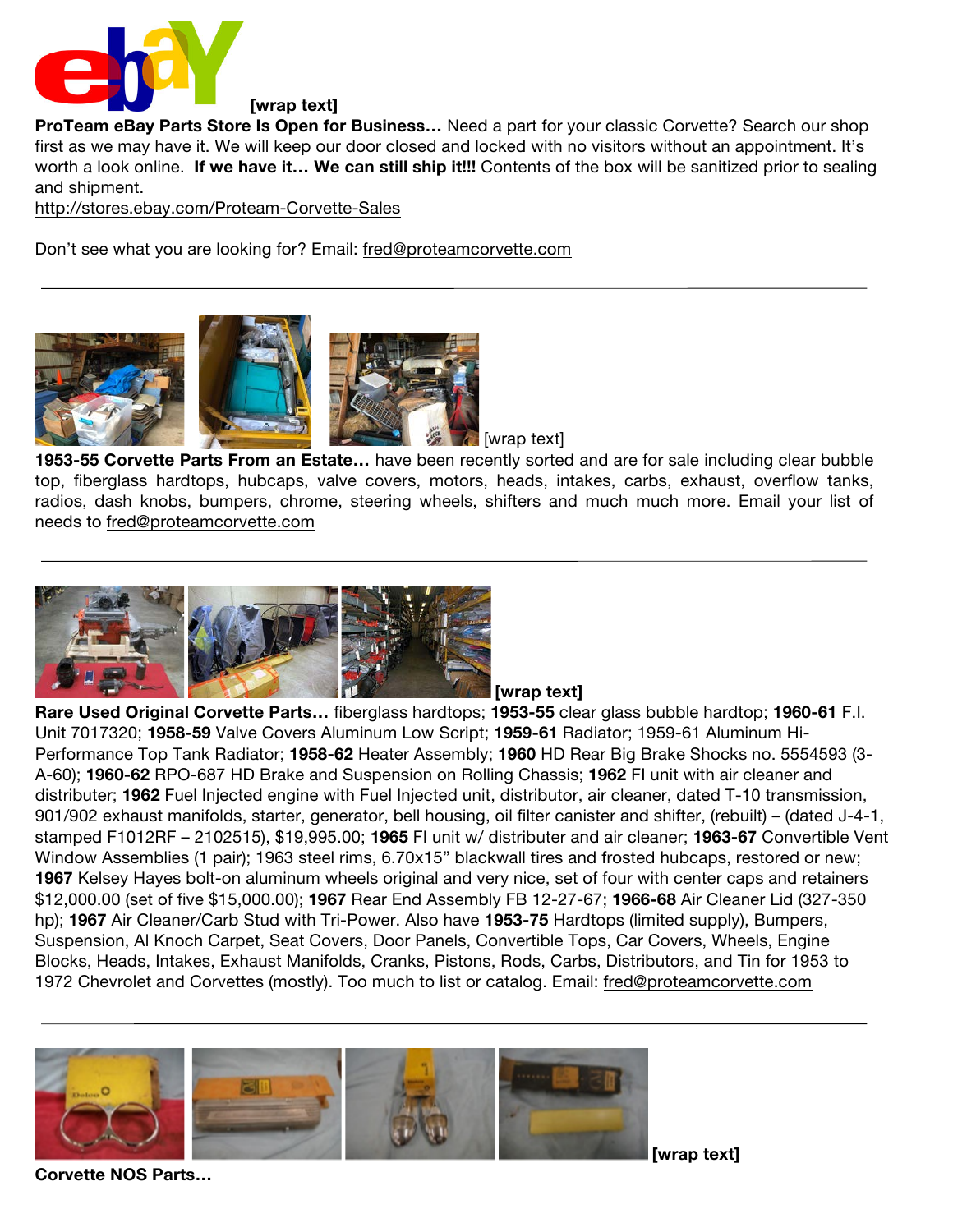[wrap text]

**ProTeam eBay Parts Store Is Open for Business…** Need a part for your classic Corvette? Search our shop first as we may have it. We will keep our door closed and locked with no visitors without an appointment. It's worth a look online. **If we have it… We can still ship it!!!** Contents of the box will be sanitized prior to sealing and shipment.

http://stores.ebay.com/Proteam-Corvette-Sales

Don't see what you are looking for? Email: fred@proteamcorvette.com

---

[wrap text]

**1953-55 Corvette Parts From an Estate…** have been recently sorted and are for sale including clear bubble top, fiberglass hardtops, hubcaps, valve covers, motors, heads, intakes, carbs, exhaust, overflow tanks, radios, dash knobs, bumpers, chrome, steering wheels, shifters and much much more. Email your list of needs to fred@proteamcorvette.com

---

**[wrap text]**

**Rare Used Original Corvette Parts…** fiberglass hardtops; **1953-55** clear glass bubble hardtop; **1960-61** F.I. Unit 7017320; **1958-59** Valve Covers Aluminum Low Script; **1959-61** Radiator; 1959-61 Aluminum Hi-Performance Top Tank Radiator; **1958-62** Heater Assembly; **1960** HD Rear Big Brake Shocks no. 5554593 (3-A-60); **1960-62** RPO-687 HD Brake and Suspension on Rolling Chassis; **1962** FI unit with air cleaner and distributer; **1962** Fuel Injected engine with Fuel Injected unit, distributor, air cleaner, dated T-10 transmission, 901/902 exhaust manifolds, starter, generator, bell housing, oil filter canister and shifter, (rebuilt) – (dated J-4-1, stamped F1012RF – 2102515), $19,995.00; **1965** FI unit w/ distributer and air cleaner; **1963-67** Convertible Vent Window Assemblies (1 pair); 1963 steel rims, 6.70x15" blackwall tires and frosted hubcaps, restored or new; **1967** Kelsey Hayes bolt-on aluminum wheels original and very nice, set of four with center caps and retainers $12,000.00 (set of five $15,000.00); **1967** Rear End Assembly FB 12-27-67; **1966-68** Air Cleaner Lid (327-350 hp); **1967** Air Cleaner/Carb Stud with Tri-Power. Also have **1953-75** Hardtops (limited supply), Bumpers, Suspension, Al Knoch Carpet, Seat Covers, Door Panels, Convertible Tops, Car Covers, Wheels, Engine Blocks, Heads, Intakes, Exhaust Manifolds, Cranks, Pistons, Rods, Carbs, Distributors, and Tin for 1953 to 1972 Chevrolet and Corvettes (mostly). Too much to list or catalog. Email: fred@proteamcorvette.com

---

**[wrap text]**

**Corvette NOS Parts…**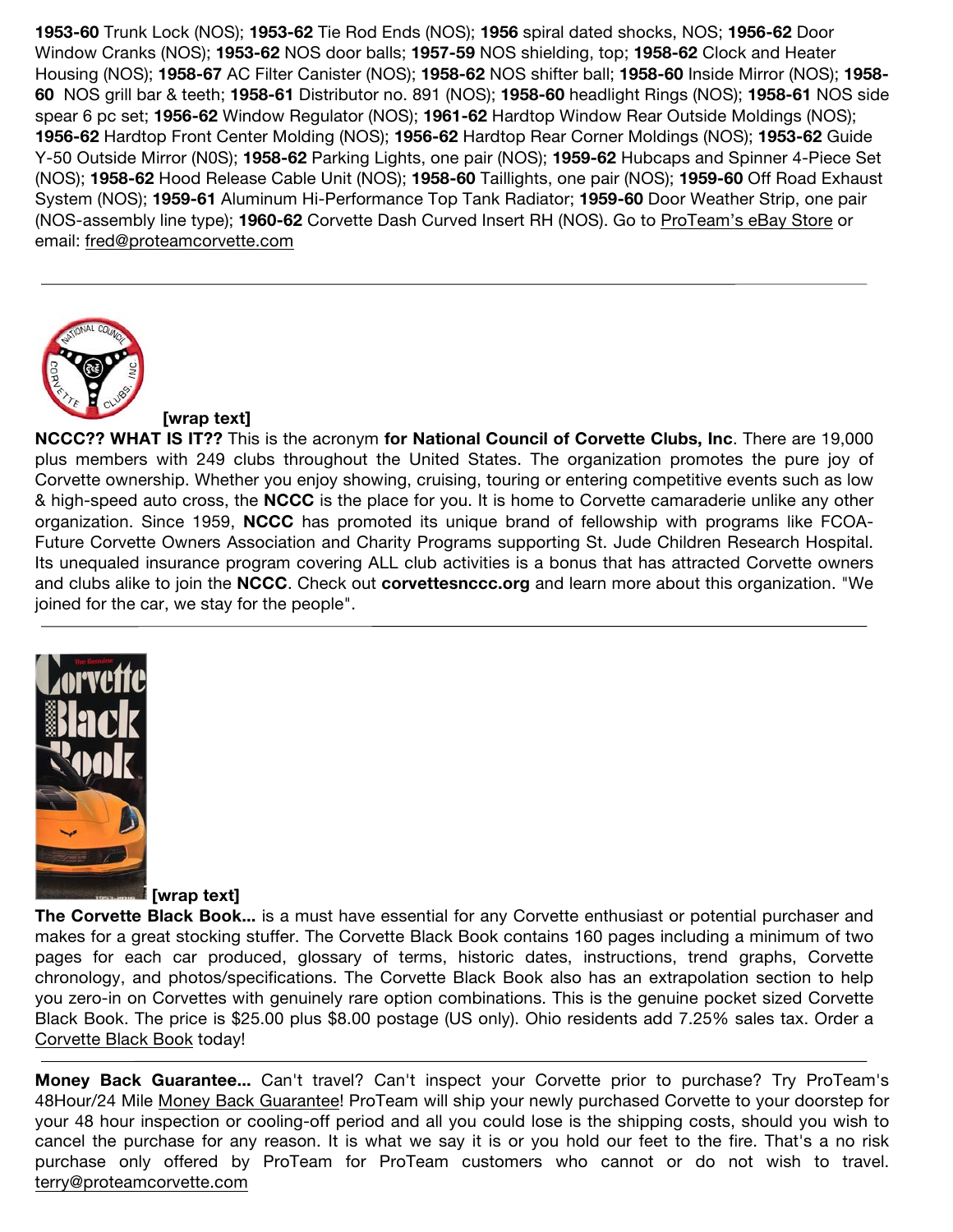**1953-60** Trunk Lock (NOS); **1953-62** Tie Rod Ends (NOS); **1956** spiral dated shocks, NOS; **1956-62** Door Window Cranks (NOS); **1953-62** NOS door balls; **1957-59** NOS shielding, top; **1958-62** Clock and Heater Housing (NOS); **1958-67** AC Filter Canister (NOS); **1958-62** NOS shifter ball; **1958-60** Inside Mirror (NOS); **1958-60** NOS grill bar & teeth; **1958-61** Distributor no. 891 (NOS); **1958-60** headlight Rings (NOS); **1958-61** NOS side spear 6 pc set; **1956-62** Window Regulator (NOS); **1961-62** Hardtop Window Rear Outside Moldings (NOS); **1956-62** Hardtop Front Center Molding (NOS); **1956-62** Hardtop Rear Corner Moldings (NOS); **1953-62** Guide Y-50 Outside Mirror (N0S); **1958-62** Parking Lights, one pair (NOS); **1959-62** Hubcaps and Spinner 4-Piece Set (NOS); **1958-62** Hood Release Cable Unit (NOS); **1958-60** Taillights, one pair (NOS); **1959-60** Off Road Exhaust System (NOS); **1959-61** Aluminum Hi-Performance Top Tank Radiator; **1959-60** Door Weather Strip, one pair (NOS-assembly line type); **1960-62** Corvette Dash Curved Insert RH (NOS). Go to ProTeam's eBay Store or email: fred@proteamcorvette.com

---

**[wrap text]**

**NCCC?? WHAT IS IT??** This is the acronym **for National Council of Corvette Clubs, Inc**. There are 19,000 plus members with 249 clubs throughout the United States. The organization promotes the pure joy of Corvette ownership. Whether you enjoy showing, cruising, touring or entering competitive events such as low & high-speed auto cross, the **NCCC** is the place for you. It is home to Corvette camaraderie unlike any other organization. Since 1959, **NCCC** has promoted its unique brand of fellowship with programs like FCOA-Future Corvette Owners Association and Charity Programs supporting St. Jude Children Research Hospital. Its unequaled insurance program covering ALL club activities is a bonus that has attracted Corvette owners and clubs alike to join the **NCCC**. Check out **corvettesnccc.org** and learn more about this organization. "We joined for the car, we stay for the people".

---

**[wrap text]**

**The Corvette Black Book...** is a must have essential for any Corvette enthusiast or potential purchaser and makes for a great stocking stuffer. The Corvette Black Book contains 160 pages including a minimum of two pages for each car produced, glossary of terms, historic dates, instructions, trend graphs, Corvette chronology, and photos/specifications. The Corvette Black Book also has an extrapolation section to help you zero-in on Corvettes with genuinely rare option combinations. This is the genuine pocket sized Corvette Black Book. The price is $25.00 plus $8.00 postage (US only). Ohio residents add 7.25% sales tax. Order a Corvette Black Book today!

---

**Money Back Guarantee...** Can't travel? Can't inspect your Corvette prior to purchase? Try ProTeam's 48Hour/24 Mile Money Back Guarantee! ProTeam will ship your newly purchased Corvette to your doorstep for your 48 hour inspection or cooling-off period and all you could lose is the shipping costs, should you wish to cancel the purchase for any reason. It is what we say it is or you hold our feet to the fire. That's a no risk purchase only offered by ProTeam for ProTeam customers who cannot or do not wish to travel. terry@proteamcorvette.com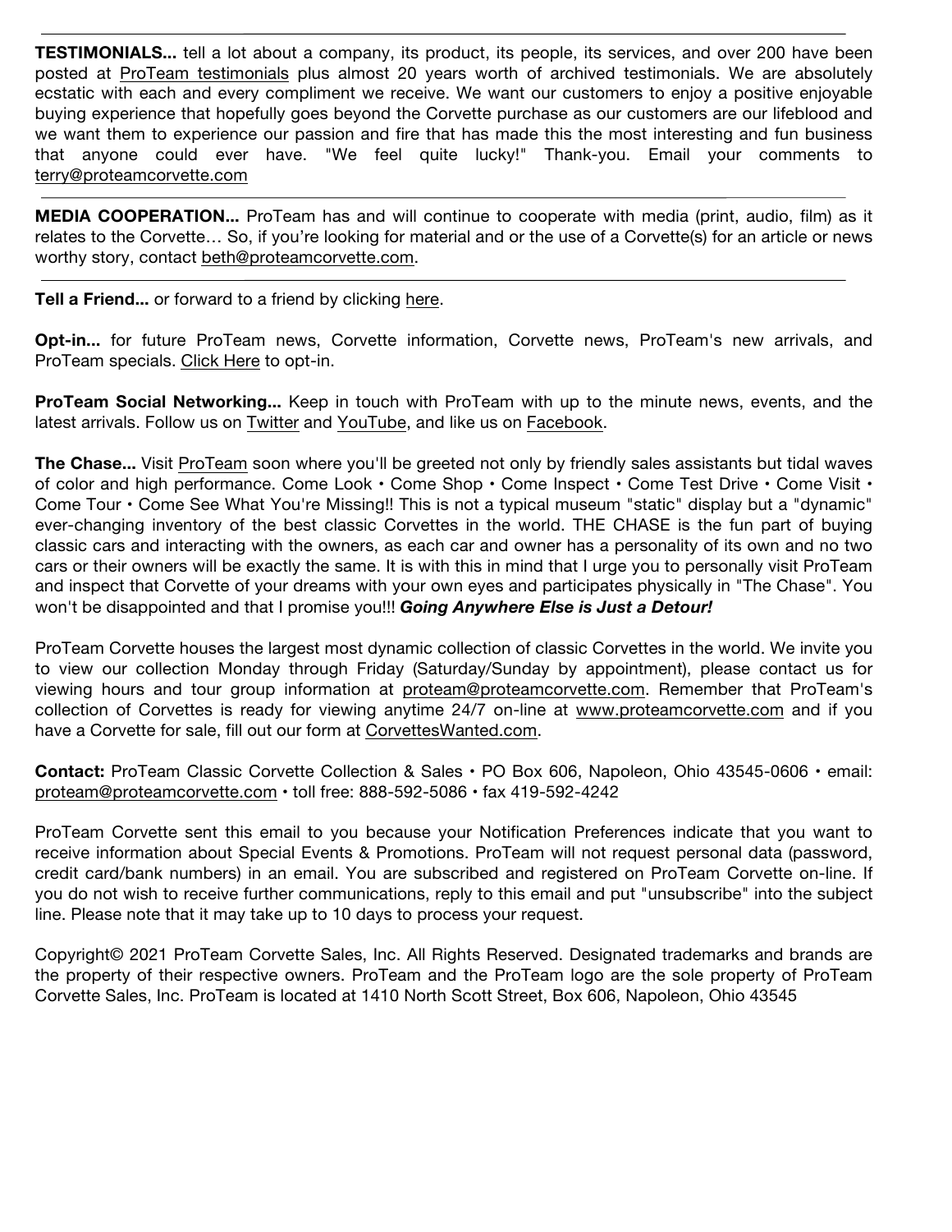**TESTIMONIALS...** tell a lot about a company, its product, its people, its services, and over 200 have been posted at ProTeam testimonials plus almost 20 years worth of archived testimonials. We are absolutely ecstatic with each and every compliment we receive. We want our customers to enjoy a positive enjoyable buying experience that hopefully goes beyond the Corvette purchase as our customers are our lifeblood and we want them to experience our passion and fire that has made this the most interesting and fun business that anyone could ever have. "We feel quite lucky!" Thank-you. Email your comments to terry@proteamcorvette.com

---

**MEDIA COOPERATION...** ProTeam has and will continue to cooperate with media (print, audio, film) as it relates to the Corvette… So, if you're looking for material and or the use of a Corvette(s) for an article or news worthy story, contact beth@proteamcorvette.com.

---

**Tell a Friend...** or forward to a friend by clicking here.

**Opt-in...** for future ProTeam news, Corvette information, Corvette news, ProTeam's new arrivals, and ProTeam specials. Click Here to opt-in.

**ProTeam Social Networking...** Keep in touch with ProTeam with up to the minute news, events, and the latest arrivals. Follow us on Twitter and YouTube, and like us on Facebook.

**The Chase...** Visit ProTeam soon where you'll be greeted not only by friendly sales assistants but tidal waves of color and high performance. Come Look • Come Shop • Come Inspect • Come Test Drive • Come Visit • Come Tour • Come See What You're Missing!! This is not a typical museum "static" display but a "dynamic" ever-changing inventory of the best classic Corvettes in the world. THE CHASE is the fun part of buying classic cars and interacting with the owners, as each car and owner has a personality of its own and no two cars or their owners will be exactly the same. It is with this in mind that I urge you to personally visit ProTeam and inspect that Corvette of your dreams with your own eyes and participates physically in "The Chase". You won't be disappointed and that I promise you!!! ***Going Anywhere Else is Just a Detour!***

ProTeam Corvette houses the largest most dynamic collection of classic Corvettes in the world. We invite you to view our collection Monday through Friday (Saturday/Sunday by appointment), please contact us for viewing hours and tour group information at proteam@proteamcorvette.com. Remember that ProTeam's collection of Corvettes is ready for viewing anytime 24/7 on-line at www.proteamcorvette.com and if you have a Corvette for sale, fill out our form at CorvettesWanted.com.

**Contact:** ProTeam Classic Corvette Collection & Sales • PO Box 606, Napoleon, Ohio 43545-0606 • email: proteam@proteamcorvette.com • toll free: 888-592-5086 • fax 419-592-4242

ProTeam Corvette sent this email to you because your Notification Preferences indicate that you want to receive information about Special Events & Promotions. ProTeam will not request personal data (password, credit card/bank numbers) in an email. You are subscribed and registered on ProTeam Corvette on-line. If you do not wish to receive further communications, reply to this email and put "unsubscribe" into the subject line. Please note that it may take up to 10 days to process your request.

Copyright© 2021 ProTeam Corvette Sales, Inc. All Rights Reserved. Designated trademarks and brands are the property of their respective owners. ProTeam and the ProTeam logo are the sole property of ProTeam Corvette Sales, Inc. ProTeam is located at 1410 North Scott Street, Box 606, Napoleon, Ohio 43545